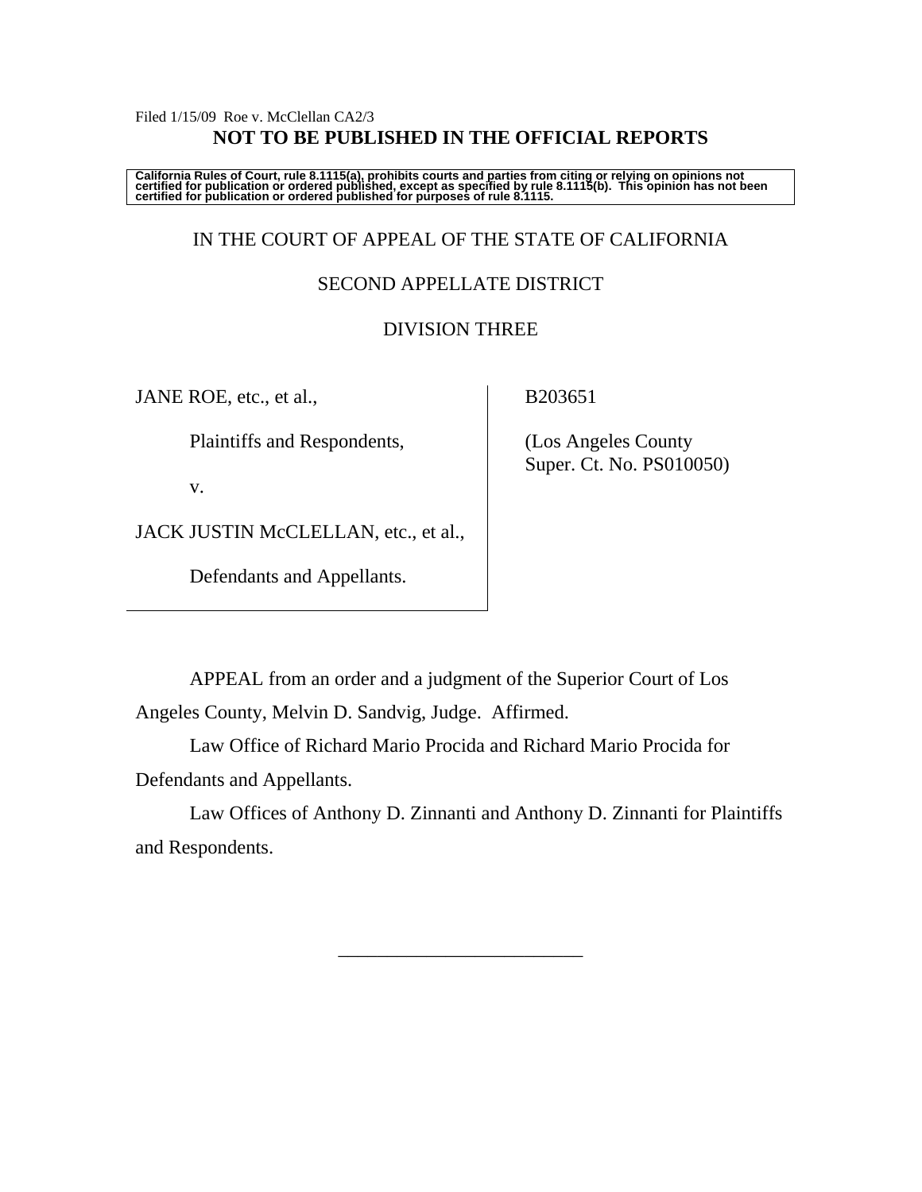Filed 1/15/09 Roe v. McClellan CA2/3

**NOT TO BE PUBLISHED IN THE OFFICIAL REPORTS**

**California Rules of Court, rule 8.1115(a), prohibits courts and parties from citing or relying on opinions not certified for publication or ordered published, except as specified by rule 8.1115(b). This opinion has not been certified for publication or ordered published for purposes of rule 8.1115.**

IN THE COURT OF APPEAL OF THE STATE OF CALIFORNIA

SECOND APPELLATE DISTRICT

DIVISION THREE

JANE ROE, etc., et al.,

Plaintiffs and Respondents,

v.

JACK JUSTIN McCLELLAN, etc., et al.,

Defendants and Appellants.

B203651

(Los Angeles County Super. Ct. No. PS010050)

APPEAL from an order and a judgment of the Superior Court of Los Angeles County, Melvin D. Sandvig, Judge. Affirmed.

Law Office of Richard Mario Procida and Richard Mario Procida for Defendants and Appellants.

Law Offices of Anthony D. Zinnanti and Anthony D. Zinnanti for Plaintiffs and Respondents.

\_\_\_\_\_\_\_\_\_\_\_\_\_\_\_\_\_\_\_\_\_\_\_\_\_\_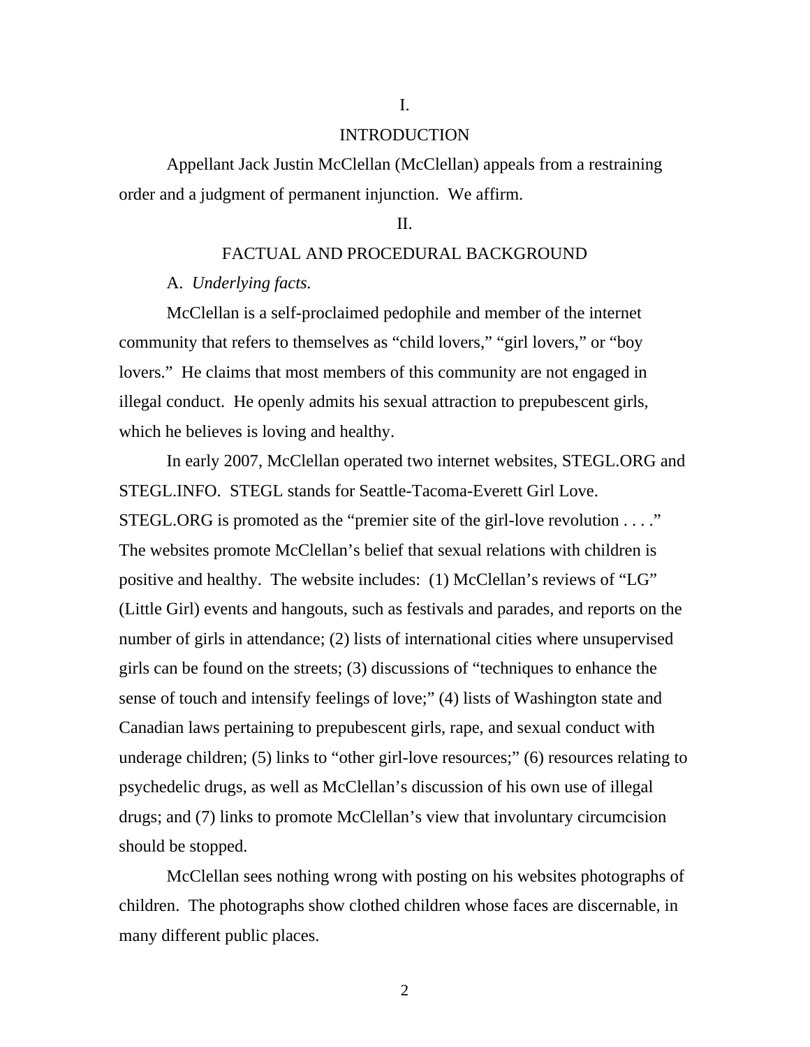# I.

# INTRODUCTION

Appellant Jack Justin McClellan (McClellan) appeals from a restraining order and a judgment of permanent injunction. We affirm.

# II.

# FACTUAL AND PROCEDURAL BACKGROUND

A. *Underlying facts.*

McClellan is a self-proclaimed pedophile and member of the internet community that refers to themselves as "child lovers," "girl lovers," or "boy lovers." He claims that most members of this community are not engaged in illegal conduct. He openly admits his sexual attraction to prepubescent girls, which he believes is loving and healthy.

In early 2007, McClellan operated two internet websites, STEGL.ORG and STEGL.INFO. STEGL stands for Seattle-Tacoma-Everett Girl Love. STEGL.ORG is promoted as the "premier site of the girl-love revolution . . . ." The websites promote McClellan's belief that sexual relations with children is positive and healthy. The website includes: (1) McClellan's reviews of "LG" (Little Girl) events and hangouts, such as festivals and parades, and reports on the number of girls in attendance; (2) lists of international cities where unsupervised girls can be found on the streets; (3) discussions of "techniques to enhance the sense of touch and intensify feelings of love;" (4) lists of Washington state and Canadian laws pertaining to prepubescent girls, rape, and sexual conduct with underage children; (5) links to "other girl-love resources;" (6) resources relating to psychedelic drugs, as well as McClellan's discussion of his own use of illegal drugs; and (7) links to promote McClellan's view that involuntary circumcision should be stopped.

McClellan sees nothing wrong with posting on his websites photographs of children. The photographs show clothed children whose faces are discernable, in many different public places.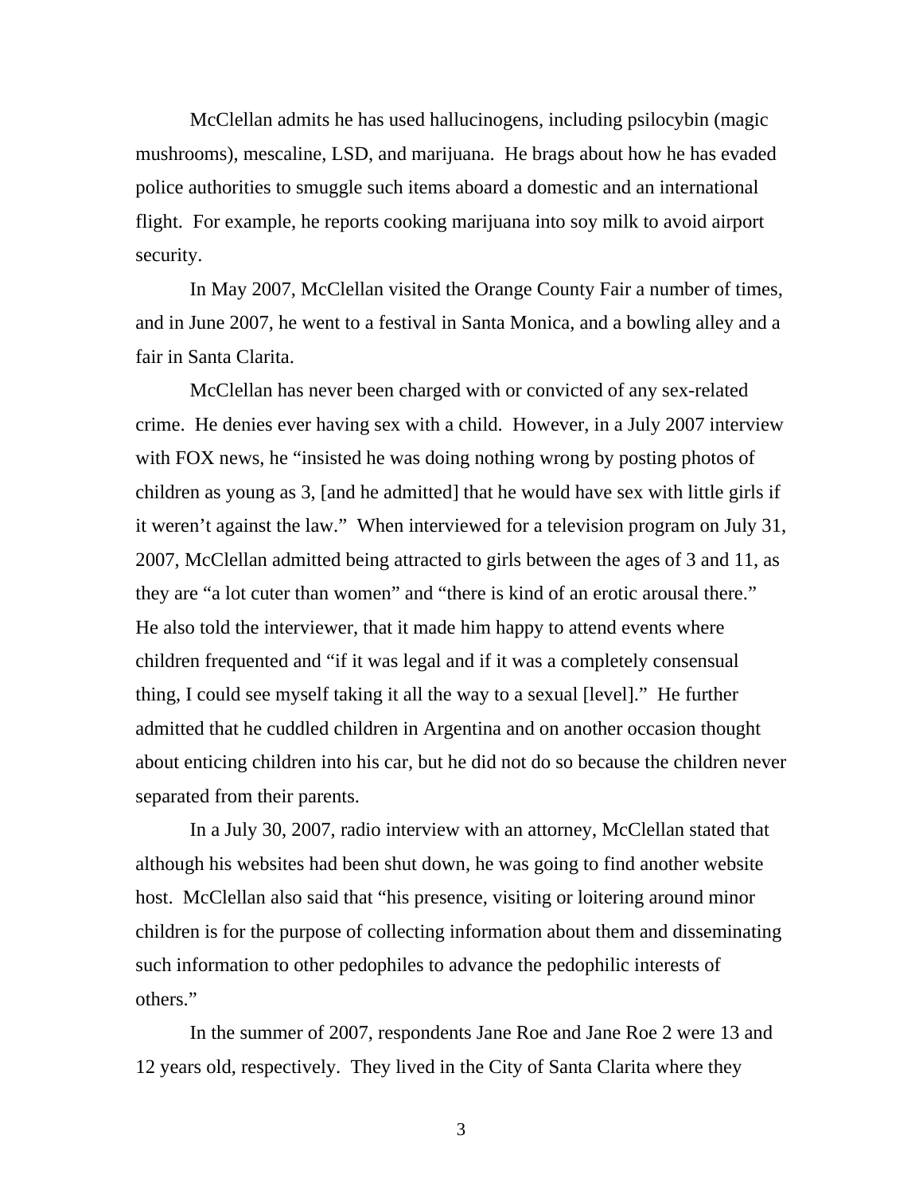McClellan admits he has used hallucinogens, including psilocybin (magic mushrooms), mescaline, LSD, and marijuana. He brags about how he has evaded police authorities to smuggle such items aboard a domestic and an international flight. For example, he reports cooking marijuana into soy milk to avoid airport security.

In May 2007, McClellan visited the Orange County Fair a number of times, and in June 2007, he went to a festival in Santa Monica, and a bowling alley and a fair in Santa Clarita.

McClellan has never been charged with or convicted of any sex-related crime. He denies ever having sex with a child. However, in a July 2007 interview with FOX news, he "insisted he was doing nothing wrong by posting photos of children as young as 3, [and he admitted] that he would have sex with little girls if it weren't against the law." When interviewed for a television program on July 31, 2007, McClellan admitted being attracted to girls between the ages of 3 and 11, as they are "a lot cuter than women" and "there is kind of an erotic arousal there." He also told the interviewer, that it made him happy to attend events where children frequented and "if it was legal and if it was a completely consensual thing, I could see myself taking it all the way to a sexual [level]." He further admitted that he cuddled children in Argentina and on another occasion thought about enticing children into his car, but he did not do so because the children never separated from their parents.

In a July 30, 2007, radio interview with an attorney, McClellan stated that although his websites had been shut down, he was going to find another website host. McClellan also said that "his presence, visiting or loitering around minor children is for the purpose of collecting information about them and disseminating such information to other pedophiles to advance the pedophilic interests of others."

In the summer of 2007, respondents Jane Roe and Jane Roe 2 were 13 and 12 years old, respectively. They lived in the City of Santa Clarita where they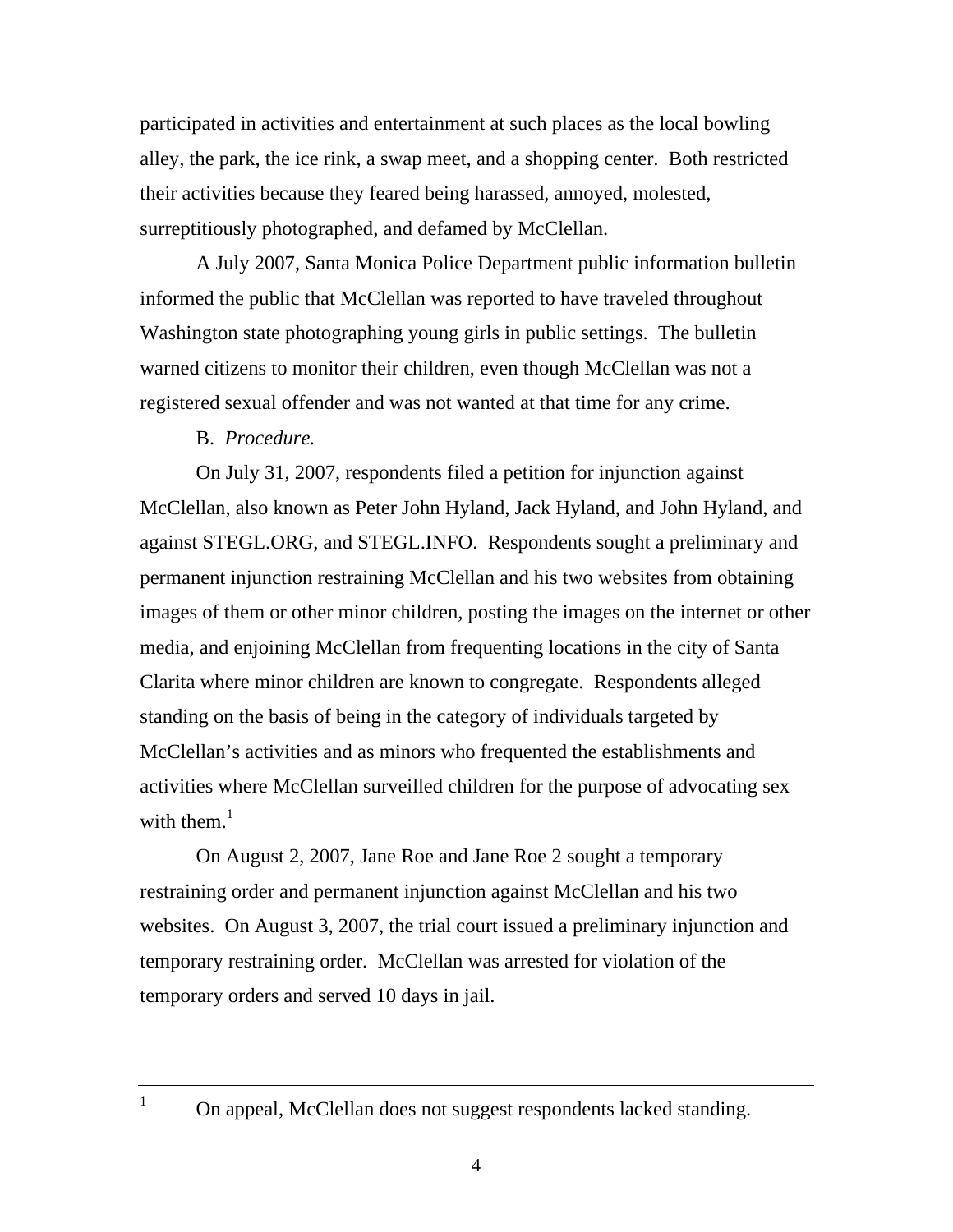participated in activities and entertainment at such places as the local bowling alley, the park, the ice rink, a swap meet, and a shopping center. Both restricted their activities because they feared being harassed, annoyed, molested, surreptitiously photographed, and defamed by McClellan.

A July 2007, Santa Monica Police Department public information bulletin informed the public that McClellan was reported to have traveled throughout Washington state photographing young girls in public settings. The bulletin warned citizens to monitor their children, even though McClellan was not a registered sexual offender and was not wanted at that time for any crime.

B. *Procedure.*

On July 31, 2007, respondents filed a petition for injunction against McClellan, also known as Peter John Hyland, Jack Hyland, and John Hyland, and against STEGL.ORG, and STEGL.INFO. Respondents sought a preliminary and permanent injunction restraining McClellan and his two websites from obtaining images of them or other minor children, posting the images on the internet or other media, and enjoining McClellan from frequenting locations in the city of Santa Clarita where minor children are known to congregate. Respondents alleged standing on the basis of being in the category of individuals targeted by McClellan's activities and as minors who frequented the establishments and activities where McClellan surveilled children for the purpose of advocating sex with them.[1]

On August 2, 2007, Jane Roe and Jane Roe 2 sought a temporary restraining order and permanent injunction against McClellan and his two websites. On August 3, 2007, the trial court issued a preliminary injunction and temporary restraining order. McClellan was arrested for violation of the temporary orders and served 10 days in jail.

---

[1] On appeal, McClellan does not suggest respondents lacked standing.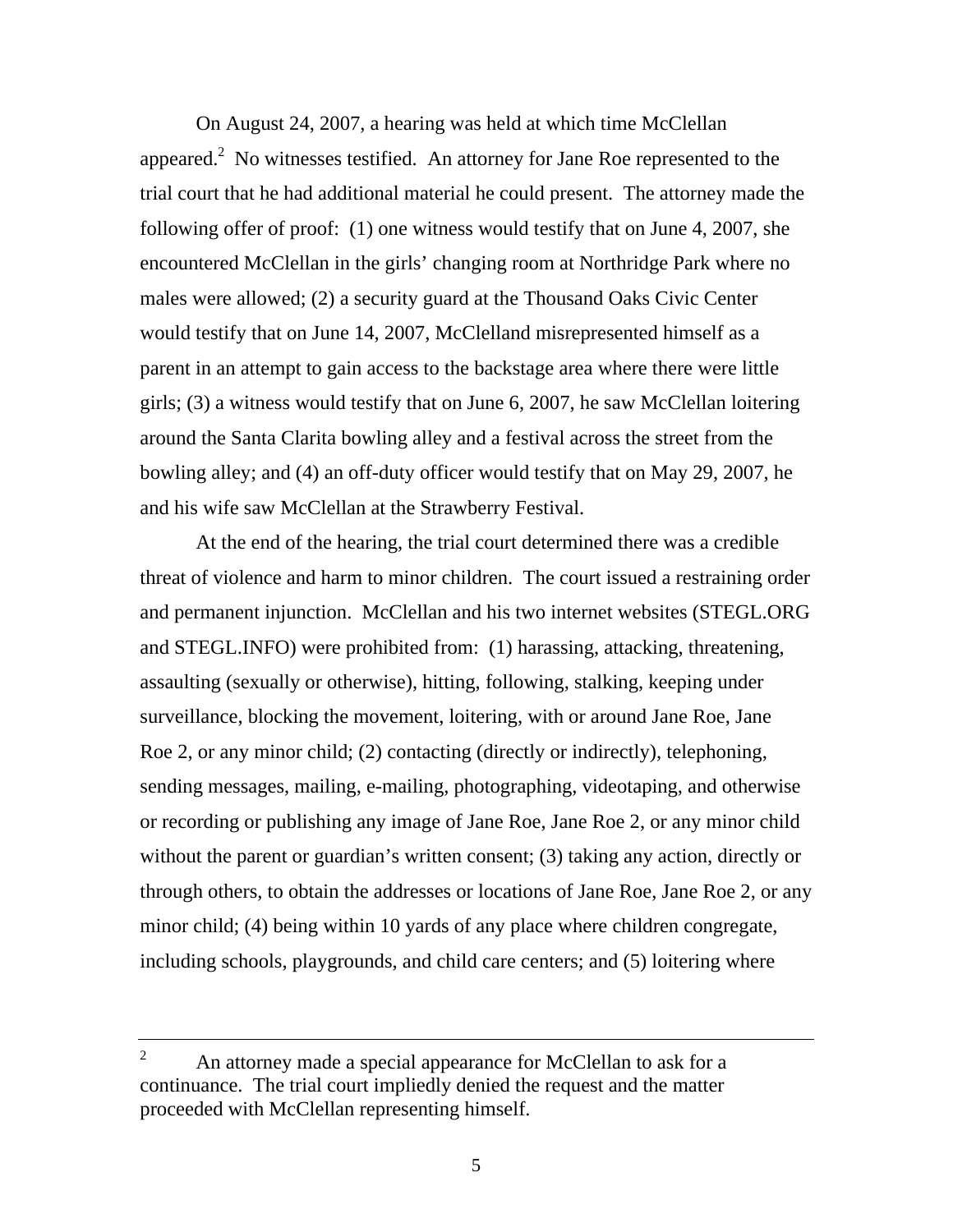On August 24, 2007, a hearing was held at which time McClellan appeared.[2] No witnesses testified. An attorney for Jane Roe represented to the trial court that he had additional material he could present. The attorney made the following offer of proof: (1) one witness would testify that on June 4, 2007, she encountered McClellan in the girls' changing room at Northridge Park where no males were allowed; (2) a security guard at the Thousand Oaks Civic Center would testify that on June 14, 2007, McClelland misrepresented himself as a parent in an attempt to gain access to the backstage area where there were little girls; (3) a witness would testify that on June 6, 2007, he saw McClellan loitering around the Santa Clarita bowling alley and a festival across the street from the bowling alley; and (4) an off-duty officer would testify that on May 29, 2007, he and his wife saw McClellan at the Strawberry Festival.

At the end of the hearing, the trial court determined there was a credible threat of violence and harm to minor children. The court issued a restraining order and permanent injunction. McClellan and his two internet websites (STEGL.ORG and STEGL.INFO) were prohibited from: (1) harassing, attacking, threatening, assaulting (sexually or otherwise), hitting, following, stalking, keeping under surveillance, blocking the movement, loitering, with or around Jane Roe, Jane Roe 2, or any minor child; (2) contacting (directly or indirectly), telephoning, sending messages, mailing, e-mailing, photographing, videotaping, and otherwise or recording or publishing any image of Jane Roe, Jane Roe 2, or any minor child without the parent or guardian's written consent; (3) taking any action, directly or through others, to obtain the addresses or locations of Jane Roe, Jane Roe 2, or any minor child; (4) being within 10 yards of any place where children congregate, including schools, playgrounds, and child care centers; and (5) loitering where

---

[2] An attorney made a special appearance for McClellan to ask for a continuance. The trial court impliedly denied the request and the matter proceeded with McClellan representing himself.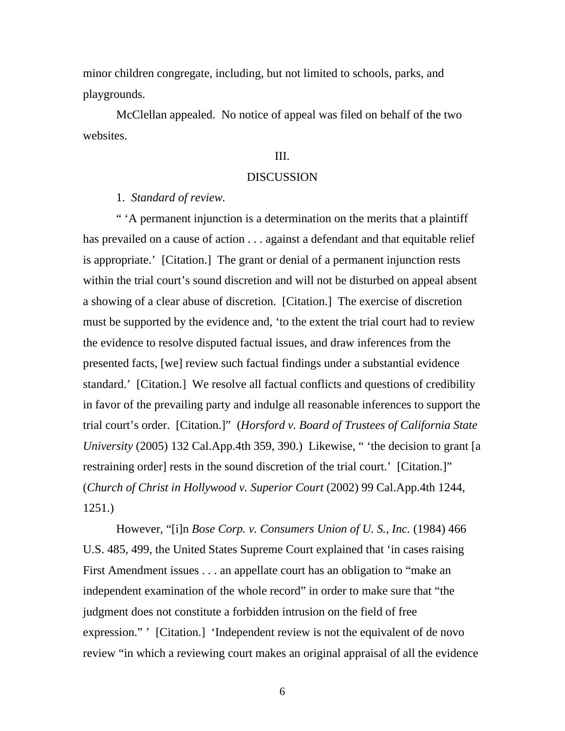minor children congregate, including, but not limited to schools, parks, and playgrounds.

McClellan appealed. No notice of appeal was filed on behalf of the two websites.

## III.

## DISCUSSION

1. *Standard of review.*

" 'A permanent injunction is a determination on the merits that a plaintiff has prevailed on a cause of action . . . against a defendant and that equitable relief is appropriate.' [Citation.] The grant or denial of a permanent injunction rests within the trial court's sound discretion and will not be disturbed on appeal absent a showing of a clear abuse of discretion. [Citation.] The exercise of discretion must be supported by the evidence and, 'to the extent the trial court had to review the evidence to resolve disputed factual issues, and draw inferences from the presented facts, [we] review such factual findings under a substantial evidence standard.' [Citation.] We resolve all factual conflicts and questions of credibility in favor of the prevailing party and indulge all reasonable inferences to support the trial court's order. [Citation.]" (*Horsford v. Board of Trustees of California State University* (2005) 132 Cal.App.4th 359, 390.) Likewise, " 'the decision to grant [a restraining order] rests in the sound discretion of the trial court.' [Citation.]" (*Church of Christ in Hollywood v. Superior Court* (2002) 99 Cal.App.4th 1244, 1251.)

However, "[i]n *Bose Corp. v. Consumers Union of U. S., Inc.* (1984) 466 U.S. 485, 499, the United States Supreme Court explained that 'in cases raising First Amendment issues . . . an appellate court has an obligation to "make an independent examination of the whole record" in order to make sure that "the judgment does not constitute a forbidden intrusion on the field of free expression." ' [Citation.] 'Independent review is not the equivalent of de novo review "in which a reviewing court makes an original appraisal of all the evidence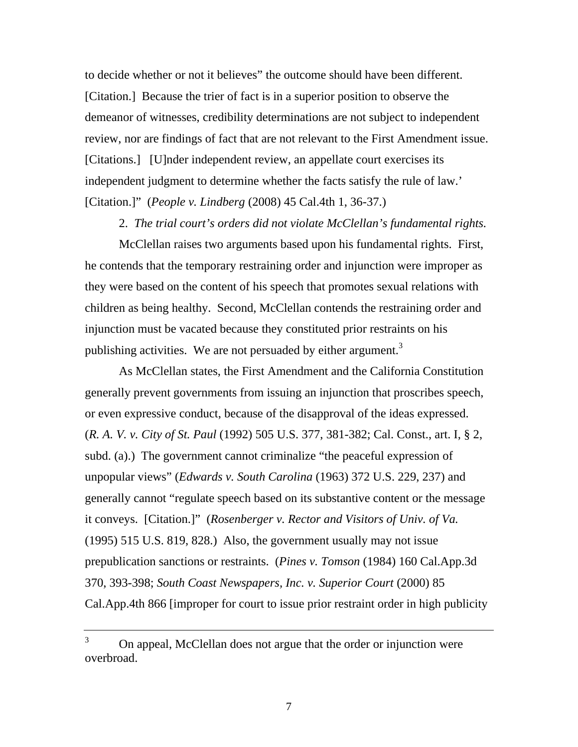to decide whether or not it believes" the outcome should have been different. [Citation.] Because the trier of fact is in a superior position to observe the demeanor of witnesses, credibility determinations are not subject to independent review, nor are findings of fact that are not relevant to the First Amendment issue. [Citations.] [U]nder independent review, an appellate court exercises its independent judgment to determine whether the facts satisfy the rule of law.' [Citation.]" (*People v. Lindberg* (2008) 45 Cal.4th 1, 36-37.)

2. *The trial court's orders did not violate McClellan's fundamental rights.*

McClellan raises two arguments based upon his fundamental rights. First, he contends that the temporary restraining order and injunction were improper as they were based on the content of his speech that promotes sexual relations with children as being healthy. Second, McClellan contends the restraining order and injunction must be vacated because they constituted prior restraints on his publishing activities. We are not persuaded by either argument.[3]

As McClellan states, the First Amendment and the California Constitution generally prevent governments from issuing an injunction that proscribes speech, or even expressive conduct, because of the disapproval of the ideas expressed. (*R. A. V. v. City of St. Paul* (1992) 505 U.S. 377, 381-382; Cal. Const., art. I, § 2, subd. (a).) The government cannot criminalize "the peaceful expression of unpopular views" (*Edwards v. South Carolina* (1963) 372 U.S. 229, 237) and generally cannot "regulate speech based on its substantive content or the message it conveys. [Citation.]" (*Rosenberger v. Rector and Visitors of Univ. of Va.* (1995) 515 U.S. 819, 828.) Also, the government usually may not issue prepublication sanctions or restraints. (*Pines v. Tomson* (1984) 160 Cal.App.3d 370, 393-398; *South Coast Newspapers, Inc. v. Superior Court* (2000) 85 Cal.App.4th 866 [improper for court to issue prior restraint order in high publicity

---

[3] On appeal, McClellan does not argue that the order or injunction were overbroad.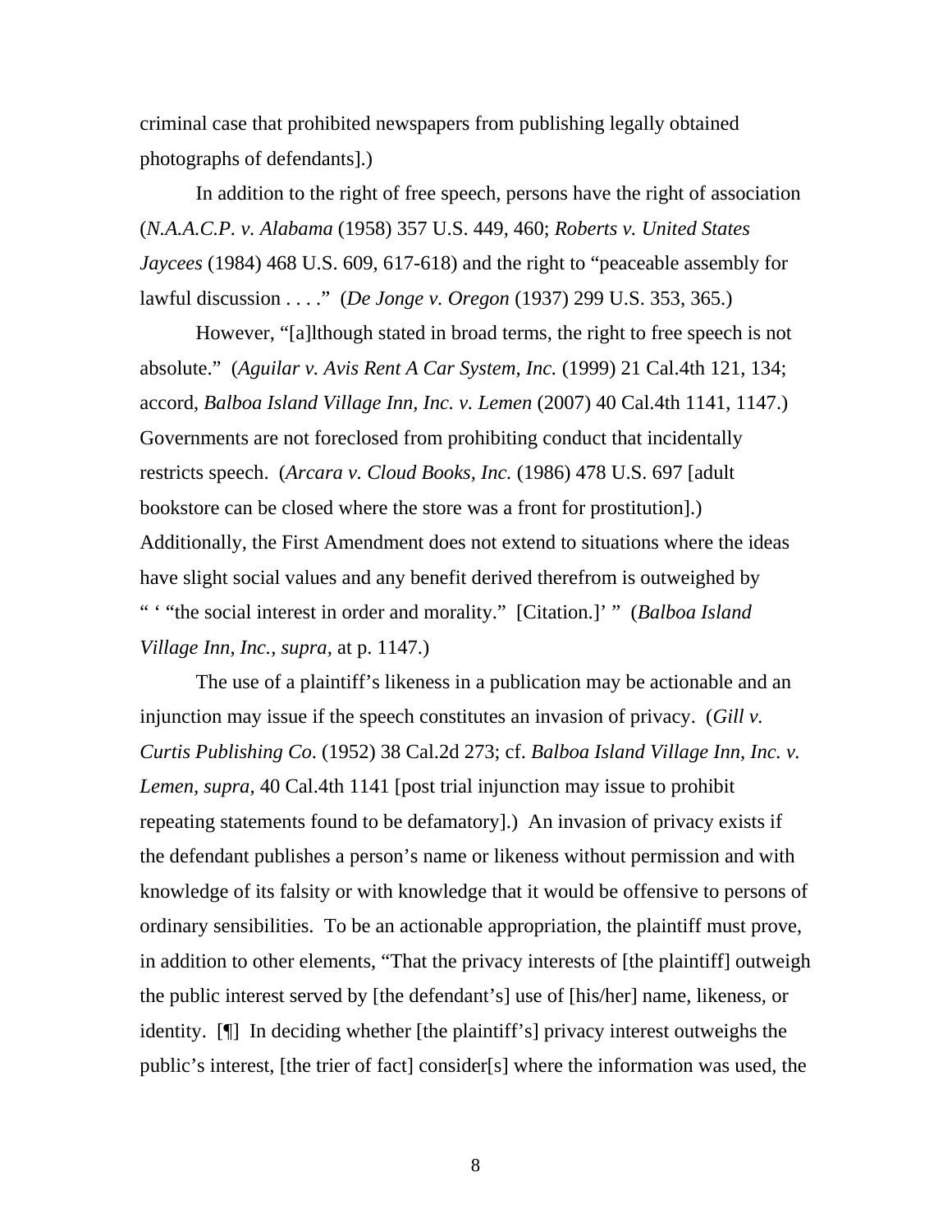criminal case that prohibited newspapers from publishing legally obtained photographs of defendants].)

In addition to the right of free speech, persons have the right of association (*N.A.A.C.P. v. Alabama* (1958) 357 U.S. 449, 460; *Roberts v. United States Jaycees* (1984) 468 U.S. 609, 617-618) and the right to "peaceable assembly for lawful discussion . . . ." (*De Jonge v. Oregon* (1937) 299 U.S. 353, 365.)

However, "[a]lthough stated in broad terms, the right to free speech is not absolute." (*Aguilar v. Avis Rent A Car System, Inc.* (1999) 21 Cal.4th 121, 134; accord, *Balboa Island Village Inn, Inc. v. Lemen* (2007) 40 Cal.4th 1141, 1147.) Governments are not foreclosed from prohibiting conduct that incidentally restricts speech. (*Arcara v. Cloud Books, Inc.* (1986) 478 U.S. 697 [adult bookstore can be closed where the store was a front for prostitution].) Additionally, the First Amendment does not extend to situations where the ideas have slight social values and any benefit derived therefrom is outweighed by " ' "the social interest in order and morality." [Citation.]' " (*Balboa Island Village Inn, Inc., supra,* at p. 1147.)

The use of a plaintiff's likeness in a publication may be actionable and an injunction may issue if the speech constitutes an invasion of privacy. (*Gill v. Curtis Publishing Co.* (1952) 38 Cal.2d 273; cf. *Balboa Island Village Inn, Inc. v. Lemen, supra,* 40 Cal.4th 1141 [post trial injunction may issue to prohibit repeating statements found to be defamatory].) An invasion of privacy exists if the defendant publishes a person's name or likeness without permission and with knowledge of its falsity or with knowledge that it would be offensive to persons of ordinary sensibilities. To be an actionable appropriation, the plaintiff must prove, in addition to other elements, "That the privacy interests of [the plaintiff] outweigh the public interest served by [the defendant's] use of [his/her] name, likeness, or identity. [¶] In deciding whether [the plaintiff's] privacy interest outweighs the public's interest, [the trier of fact] consider[s] where the information was used, the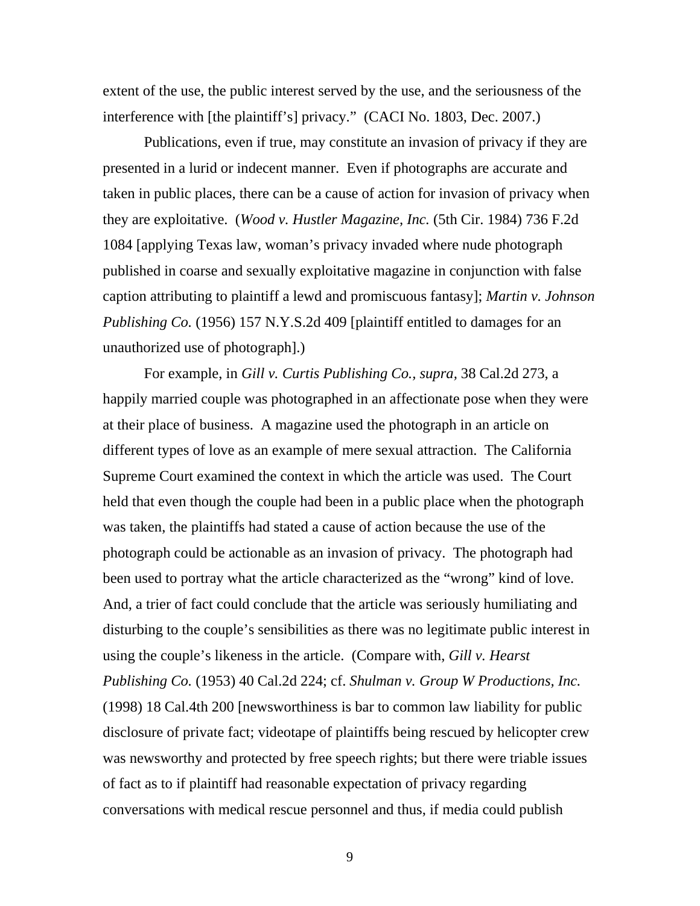extent of the use, the public interest served by the use, and the seriousness of the interference with [the plaintiff's] privacy." (CACI No. 1803, Dec. 2007.)

Publications, even if true, may constitute an invasion of privacy if they are presented in a lurid or indecent manner. Even if photographs are accurate and taken in public places, there can be a cause of action for invasion of privacy when they are exploitative. (*Wood v. Hustler Magazine, Inc.* (5th Cir. 1984) 736 F.2d 1084 [applying Texas law, woman's privacy invaded where nude photograph published in coarse and sexually exploitative magazine in conjunction with false caption attributing to plaintiff a lewd and promiscuous fantasy]; *Martin v. Johnson Publishing Co.* (1956) 157 N.Y.S.2d 409 [plaintiff entitled to damages for an unauthorized use of photograph].)

For example, in *Gill v. Curtis Publishing Co., supra*, 38 Cal.2d 273, a happily married couple was photographed in an affectionate pose when they were at their place of business. A magazine used the photograph in an article on different types of love as an example of mere sexual attraction. The California Supreme Court examined the context in which the article was used. The Court held that even though the couple had been in a public place when the photograph was taken, the plaintiffs had stated a cause of action because the use of the photograph could be actionable as an invasion of privacy. The photograph had been used to portray what the article characterized as the "wrong" kind of love. And, a trier of fact could conclude that the article was seriously humiliating and disturbing to the couple's sensibilities as there was no legitimate public interest in using the couple's likeness in the article. (Compare with, *Gill v. Hearst Publishing Co.* (1953) 40 Cal.2d 224; cf. *Shulman v. Group W Productions, Inc.* (1998) 18 Cal.4th 200 [newsworthiness is bar to common law liability for public disclosure of private fact; videotape of plaintiffs being rescued by helicopter crew was newsworthy and protected by free speech rights; but there were triable issues of fact as to if plaintiff had reasonable expectation of privacy regarding conversations with medical rescue personnel and thus, if media could publish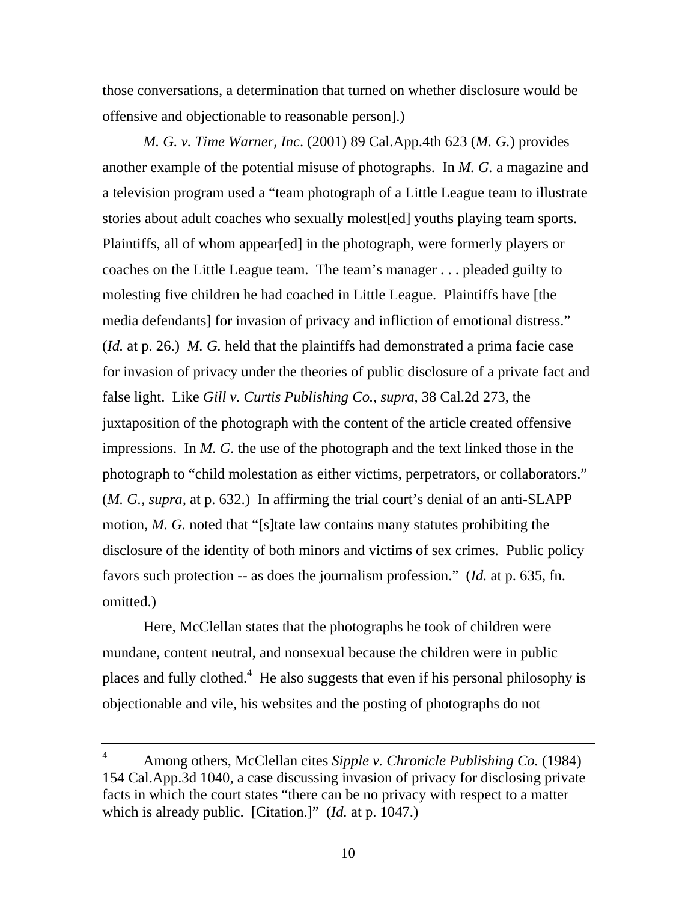those conversations, a determination that turned on whether disclosure would be offensive and objectionable to reasonable person].)

*M. G. v. Time Warner, Inc*. (2001) 89 Cal.App.4th 623 (*M. G.*) provides another example of the potential misuse of photographs. In *M. G.* a magazine and a television program used a "team photograph of a Little League team to illustrate stories about adult coaches who sexually molest[ed] youths playing team sports. Plaintiffs, all of whom appear[ed] in the photograph, were formerly players or coaches on the Little League team. The team's manager . . . pleaded guilty to molesting five children he had coached in Little League. Plaintiffs have [the media defendants] for invasion of privacy and infliction of emotional distress." (*Id.* at p. 26.) *M. G.* held that the plaintiffs had demonstrated a prima facie case for invasion of privacy under the theories of public disclosure of a private fact and false light. Like *Gill v. Curtis Publishing Co., supra,* 38 Cal.2d 273, the juxtaposition of the photograph with the content of the article created offensive impressions. In *M. G.* the use of the photograph and the text linked those in the photograph to "child molestation as either victims, perpetrators, or collaborators." (*M. G., supra,* at p. 632.) In affirming the trial court's denial of an anti-SLAPP motion, *M. G.* noted that "[s]tate law contains many statutes prohibiting the disclosure of the identity of both minors and victims of sex crimes. Public policy favors such protection -- as does the journalism profession." (*Id.* at p. 635, fn. omitted.)

Here, McClellan states that the photographs he took of children were mundane, content neutral, and nonsexual because the children were in public places and fully clothed.[4] He also suggests that even if his personal philosophy is objectionable and vile, his websites and the posting of photographs do not

---

[4] Among others, McClellan cites *Sipple v. Chronicle Publishing Co.* (1984) 154 Cal.App.3d 1040, a case discussing invasion of privacy for disclosing private facts in which the court states "there can be no privacy with respect to a matter which is already public. [Citation.]" (*Id.* at p. 1047.)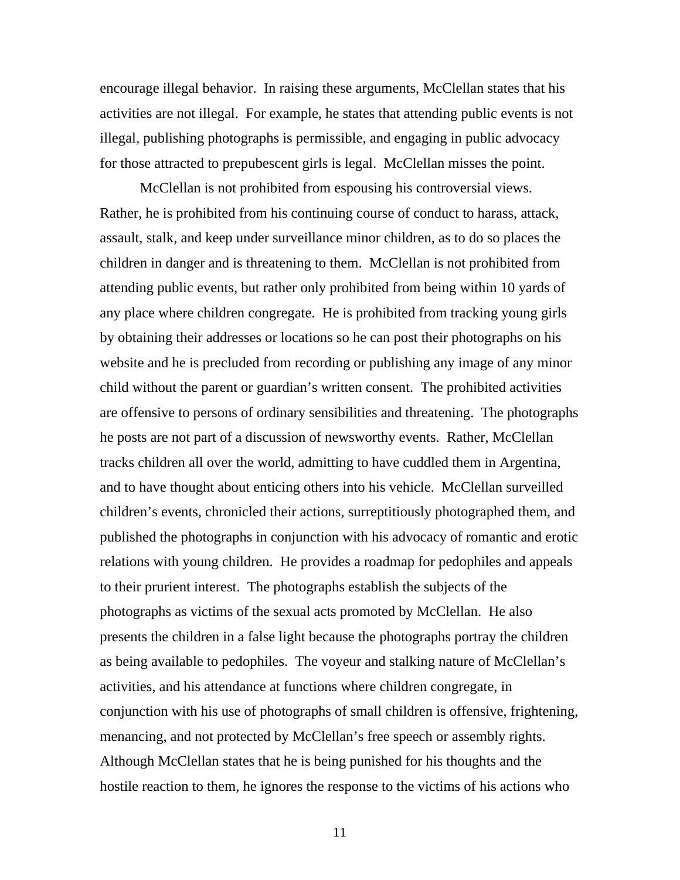encourage illegal behavior. In raising these arguments, McClellan states that his activities are not illegal. For example, he states that attending public events is not illegal, publishing photographs is permissible, and engaging in public advocacy for those attracted to prepubescent girls is legal. McClellan misses the point.

McClellan is not prohibited from espousing his controversial views. Rather, he is prohibited from his continuing course of conduct to harass, attack, assault, stalk, and keep under surveillance minor children, as to do so places the children in danger and is threatening to them. McClellan is not prohibited from attending public events, but rather only prohibited from being within 10 yards of any place where children congregate. He is prohibited from tracking young girls by obtaining their addresses or locations so he can post their photographs on his website and he is precluded from recording or publishing any image of any minor child without the parent or guardian's written consent. The prohibited activities are offensive to persons of ordinary sensibilities and threatening. The photographs he posts are not part of a discussion of newsworthy events. Rather, McClellan tracks children all over the world, admitting to have cuddled them in Argentina, and to have thought about enticing others into his vehicle. McClellan surveilled children's events, chronicled their actions, surreptitiously photographed them, and published the photographs in conjunction with his advocacy of romantic and erotic relations with young children. He provides a roadmap for pedophiles and appeals to their prurient interest. The photographs establish the subjects of the photographs as victims of the sexual acts promoted by McClellan. He also presents the children in a false light because the photographs portray the children as being available to pedophiles. The voyeur and stalking nature of McClellan's activities, and his attendance at functions where children congregate, in conjunction with his use of photographs of small children is offensive, frightening, menacing, and not protected by McClellan's free speech or assembly rights. Although McClellan states that he is being punished for his thoughts and the hostile reaction to them, he ignores the response to the victims of his actions who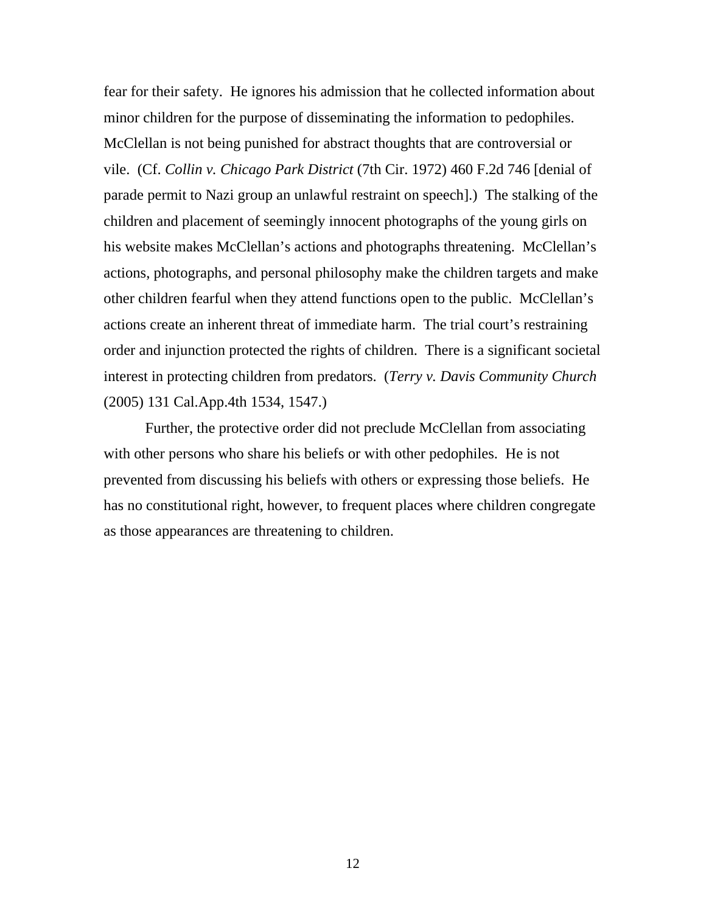fear for their safety. He ignores his admission that he collected information about minor children for the purpose of disseminating the information to pedophiles. McClellan is not being punished for abstract thoughts that are controversial or vile. (Cf. *Collin v. Chicago Park District* (7th Cir. 1972) 460 F.2d 746 [denial of parade permit to Nazi group an unlawful restraint on speech].) The stalking of the children and placement of seemingly innocent photographs of the young girls on his website makes McClellan's actions and photographs threatening. McClellan's actions, photographs, and personal philosophy make the children targets and make other children fearful when they attend functions open to the public. McClellan's actions create an inherent threat of immediate harm. The trial court's restraining order and injunction protected the rights of children. There is a significant societal interest in protecting children from predators. (*Terry v. Davis Community Church* (2005) 131 Cal.App.4th 1534, 1547.)

Further, the protective order did not preclude McClellan from associating with other persons who share his beliefs or with other pedophiles. He is not prevented from discussing his beliefs with others or expressing those beliefs. He has no constitutional right, however, to frequent places where children congregate as those appearances are threatening to children.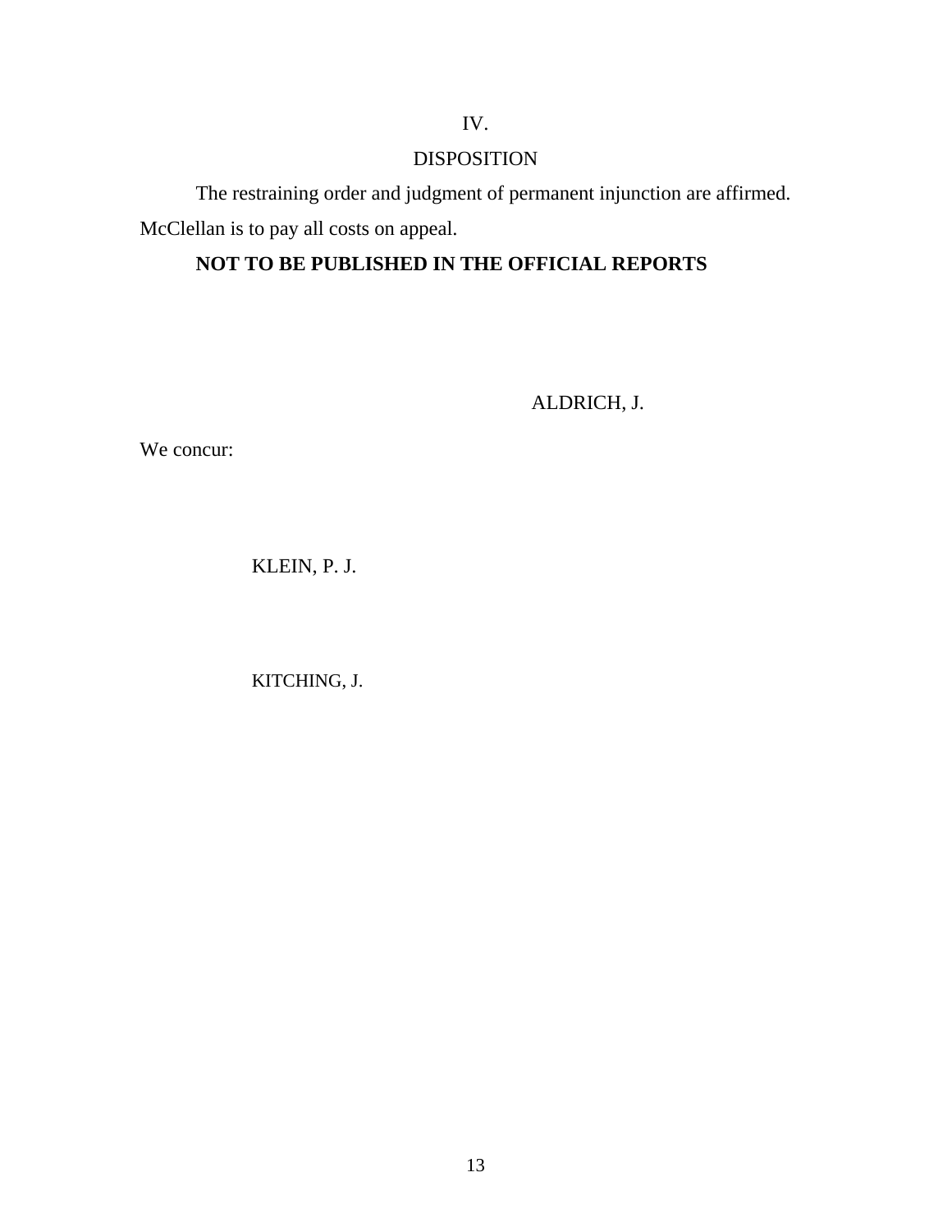## IV.

## DISPOSITION

The restraining order and judgment of permanent injunction are affirmed. McClellan is to pay all costs on appeal.

**NOT TO BE PUBLISHED IN THE OFFICIAL REPORTS**

ALDRICH, J.

We concur:

KLEIN, P. J.

KITCHING, J.